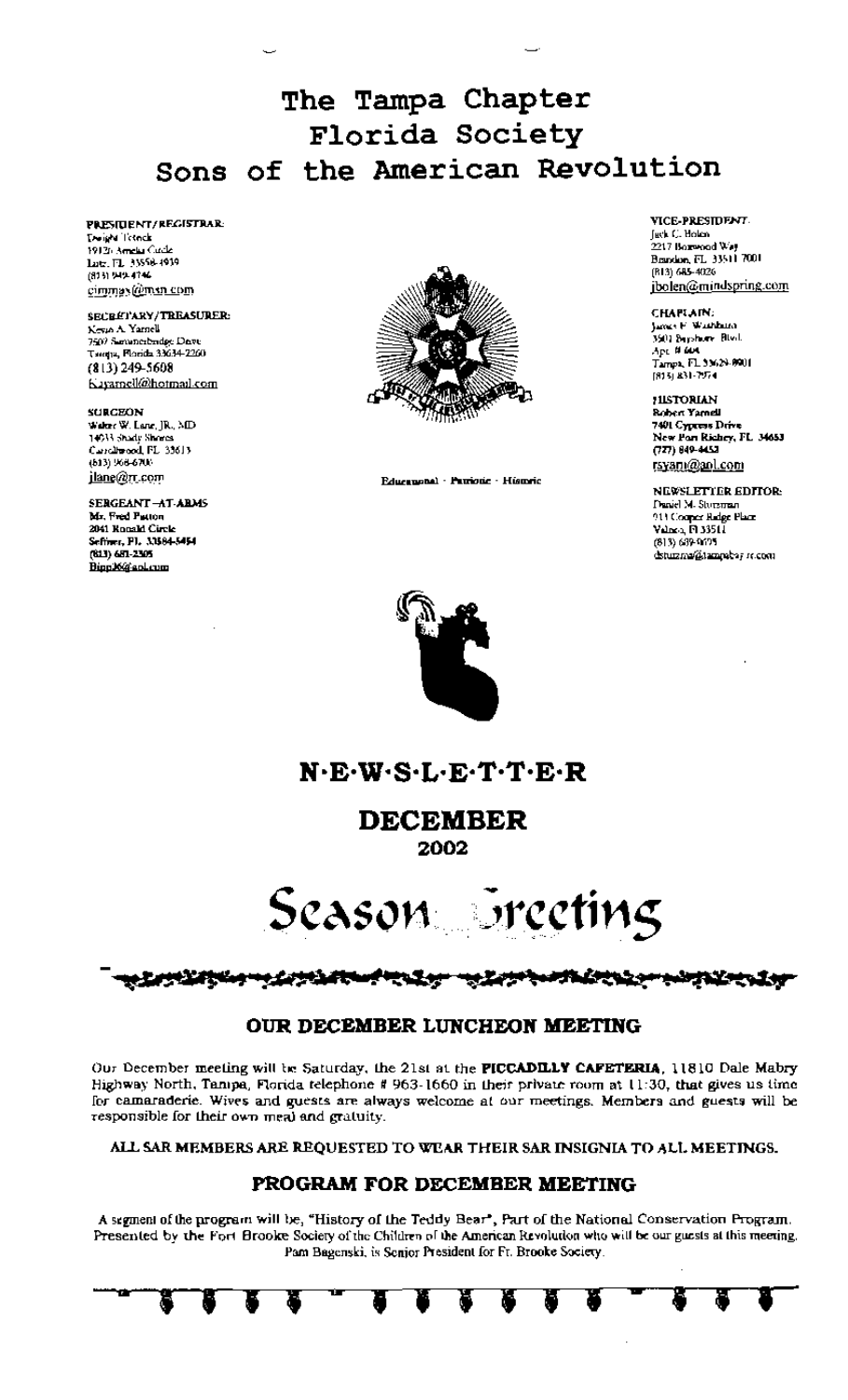# The Tampa Chapter
# Florida Society
# Sons of the American Revolution

**PRESIDENT/REGISTRAR:**
Dwight Tetrick
19126 Amelia Circle
Lutz, FL 33558-4939
(813) 949-4746
cimmax@msn.com

**SECRETARY/TREASURER:**
Kevin A. Yarnell
7507 Summerbridge Drive
Tampa, Florida 33634-2260
(813) 249-5608
Kayarnell@hotmail.com

**SURGEON**
Walter W. Lane, JR., MD
14033 Shady Shores
Carrollwood, FL 33613
(813) 968-6700
jlane@rr.com

**SERGEANT-AT-ARMS**
Mr. Fred Patton
2041 Ronald Circle
Seffner, FL 33584-5454
(813) 681-2305
Bipp36@aol.com

Educational · Patriotic · Historic

**VICE-PRESIDENT:**
Jack C. Bolen
2217 Boxwood Way
Brandon, FL 33511 7001
(813) 685-4026
jbolen@mindspring.com

**CHAPLAIN:**
James F. Washburn
3501 Bayshore Blvd.
Apt. # 604
Tampa, FL 33629-8901
(813) 831-7974

**HISTORIAN**
Robert Yarnell
7401 Cypress Drive
New Port Richey, FL 34653
(727) 849-4452
rsyarn@aol.com

**NEWSLETTER EDITOR:**
Daniel M. Stutzman
911 Cooper Ridge Place
Valrico, Fl 33511
(813) 689-9095
dstuzma@tampabay.rr.com

## N·E·W·S·L·E·T·T·E·R

## DECEMBER
### 2002

# Season Greeting

### OUR DECEMBER LUNCHEON MEETING

Our December meeting will be Saturday, the 21st at the **PICCADILLY CAFETERIA**, 11810 Dale Mabry Highway North, Tampa, Florida telephone # 963-1660 in their private room at 11:30, that gives us time for camaraderie. Wives and guests are always welcome at our meetings. Members and guests will be responsible for their own meal and gratuity.

**ALL SAR MEMBERS ARE REQUESTED TO WEAR THEIR SAR INSIGNIA TO ALL MEETINGS.**

### PROGRAM FOR DECEMBER MEETING

A segment of the program will be, "History of the Teddy Bear", Part of the National Conservation Program. Presented by the Fort Brooke Society of the Children of the American Revolution who will be our guests at this meeting. Pam Bagenski, is Senior President for Ft. Brooke Society.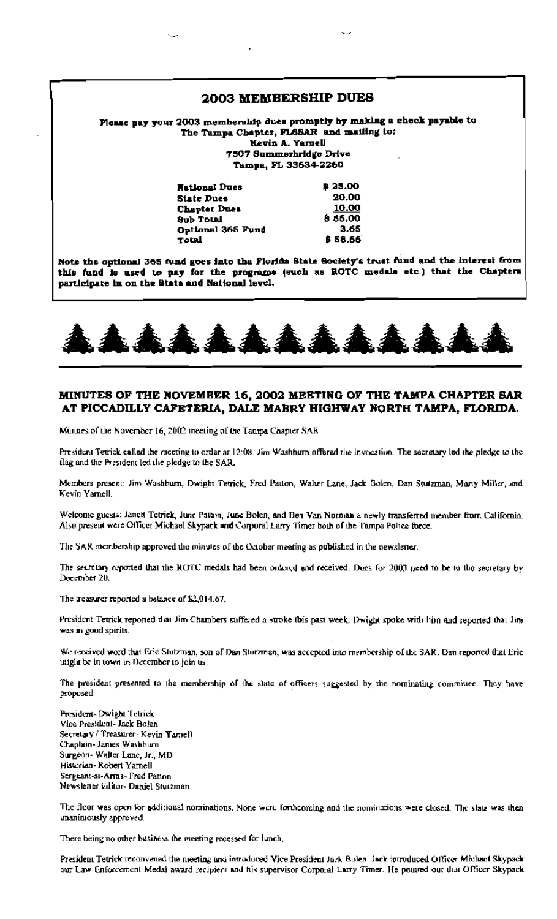## 2003 MEMBERSHIP DUES

**Please pay your 2003 membership dues promptly by making a check payable to The Tampa Chapter, FLSSAR and mailing to:**
**Kevin A. Yarnell**
**7507 Summerbridge Drive**
**Tampa, FL 33634-2260**

| | |
|---|---|
| **National Dues** | **$ 25.00** |
| **State Dues** | **20.00** |
| **Chapter Dues** | **10.00** |
| **Sub Total** | **$ 55.00** |
| **Optional 365 Fund** | **3.65** |
| **Total** | **$ 58.65** |

**Note the optional 365 fund goes into the Florida State Society's trust fund and the interest from this fund is used to pay for the programs (such as ROTC medals etc.) that the Chapters participate in on the State and National level.**

---

### MINUTES OF THE NOVEMBER 16, 2002 MEETING OF THE TAMPA CHAPTER SAR AT PICCADILLY CAFETERIA, DALE MABRY HIGHWAY NORTH TAMPA, FLORIDA.

Minutes of the November 16, 2002 meeting of the Tampa Chapter SAR

President Tetrick called the meeting to order at 12:08. Jim Washburn offered the invocation. The secretary led the pledge to the flag and the President led the pledge to the SAR.

Members present: Jim Washburn, Dwight Tetrick, Fred Patton, Walter Lane, Jack Bolen, Dan Stutzman, Marty Miller, and Kevin Yarnell.

Welcome guests: Janet Tetrick, June Patton, June Bolen, and Ben Van Norman a newly transferred member from California. Also present were Officer Michael Skypack and Corporal Larry Timer both of the Tampa Police force.

The SAR membership approved the minutes of the October meeting as published in the newsletter.

The secretary reported that the ROTC medals had been ordered and received. Dues for 2003 need to be to the secretary by December 20.

The treasurer reported a balance of $2,014.67.

President Tetrick reported that Jim Chambers suffered a stroke this past week. Dwight spoke with him and reported that Jim was in good spirits.

We received word that Eric Stutzman, son of Dan Stutzman, was accepted into membership of the SAR. Dan reported that Eric might be in town in December to join us.

The president presented to the membership of the slate of officers suggested by the nominating committee. They have proposed:

President- Dwight Tetrick
Vice President- Jack Bolen
Secretary / Treasurer- Kevin Yarnell
Chaplain- James Washburn
Surgeon- Walter Lane, Jr., MD
Historian- Robert Yarnell
Sergeant-at-Arms- Fred Patton
Newsletter Editor- Daniel Stutzman

The floor was open for additional nominations. None were forthcoming and the nominations were closed. The slate was then unanimously approved.

There being no other business the meeting recessed for lunch.

President Tetrick reconvened the meeting and introduced Vice President Jack Bolen. Jack introduced Officer Michael Skypack our Law Enforcement Medal award recipient and his supervisor Corporal Larry Timer. He pointed out that Officer Skypack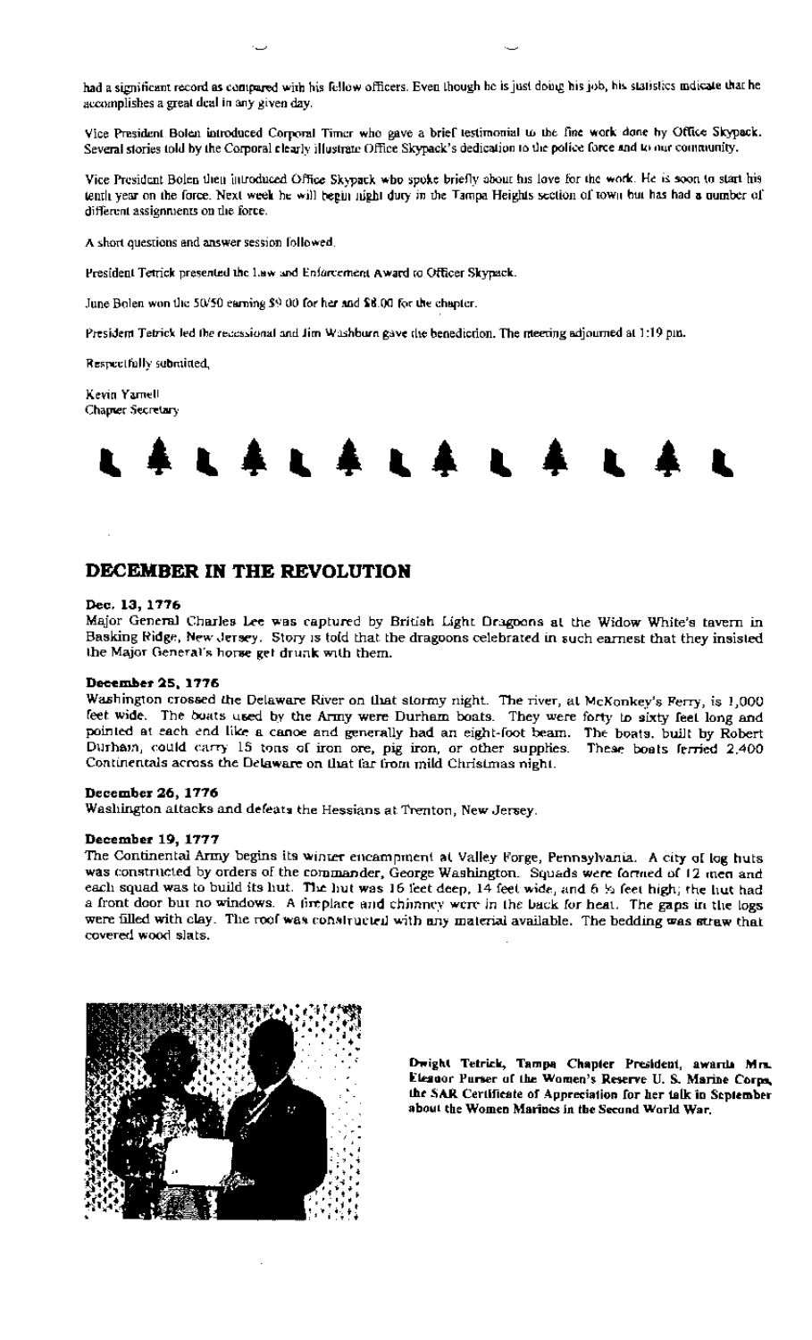had a significant record as compared with his fellow officers. Even though he is just doing his job, his statistics indicate that he accomplishes a great deal in any given day.

Vice President Bolen introduced Corporal Timer who gave a brief testimonial to the fine work done by Office Skypack. Several stories told by the Corporal clearly illustrate Office Skypack's dedication to the police force and to our community.

Vice President Bolen then introduced Office Skypack who spoke briefly about his love for the work. He is soon to start his tenth year on the force. Next week he will begin night duty in the Tampa Heights section of town but has had a number of different assignments on the force.

A short questions and answer session followed.

President Tetrick presented the Law and Enforcement Award to Officer Skypack.

June Bolen won the 50/50 earning $9.00 for her and $8.00 for the chapter.

President Tetrick led the recessional and Jim Washburn gave the benediction. The meeting adjourned at 1:19 pm.

Respectfully submitted,

Kevin Yarnell
Chapter Secretary

## DECEMBER IN THE REVOLUTION

**Dec. 13, 1776**
Major General Charles Lee was captured by British Light Dragoons at the Widow White's tavern in Basking Ridge, New Jersey. Story is told that the dragoons celebrated in such earnest that they insisted the Major General's horse get drunk with them.

**December 25, 1776**
Washington crossed the Delaware River on that stormy night. The river, at McKonkey's Ferry, is 1,000 feet wide. The boats used by the Army were Durham boats. They were forty to sixty feet long and pointed at each end like a canoe and generally had an eight-foot beam. The boats, built by Robert Durham, could carry 15 tons of iron ore, pig iron, or other supplies. These boats ferried 2,400 Continentals across the Delaware on that far from mild Christmas night.

**December 26, 1776**
Washington attacks and defeats the Hessians at Trenton, New Jersey.

**December 19, 1777**
The Continental Army begins its winter encampment at Valley Forge, Pennsylvania. A city of log huts was constructed by orders of the commander, George Washington. Squads were formed of 12 men and each squad was to build its hut. The hut was 16 feet deep, 14 feet wide, and 6 ½ feet high; the hut had a front door but no windows. A fireplace and chimney were in the back for heat. The gaps in the logs were filled with clay. The roof was constructed with any material available. The bedding was straw that covered wood slats.

**Dwight Tetrick, Tampa Chapter President, awards Mrs. Eleanor Purser of the Women's Reserve U. S. Marine Corps, the SAR Certificate of Appreciation for her talk in September about the Women Marines in the Second World War.**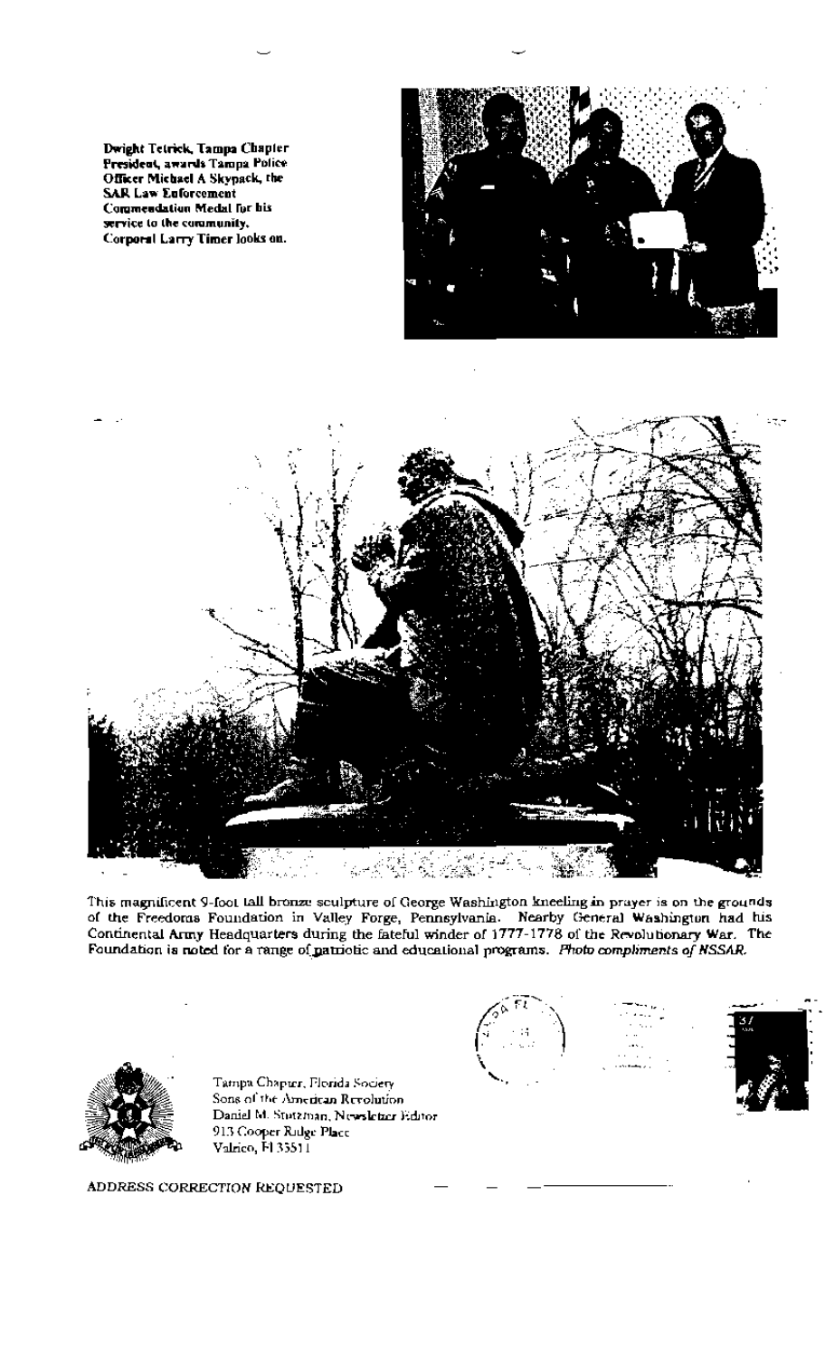**Dwight Tetrick, Tampa Chapter President, awards Tampa Police Officer Michael A Skypack, the SAR Law Enforcement Commendation Medal for his service to the community. Corporal Larry Timer looks on.**

This magnificent 9-foot tall bronze sculpture of George Washington kneeling in prayer is on the grounds of the Freedoms Foundation in Valley Forge, Pennsylvania. Nearby General Washington had his Continental Army Headquarters during the fateful winder of 1777-1778 of the Revolutionary War. The Foundation is noted for a range of patriotic and educational programs. *Photo compliments of NSSAR.*

Tampa Chapter, Florida Society
Sons of the American Revolution
Daniel M. Stutzman, Newsletter Editor
913 Cooper Ridge Place
Valrico, Fl 33511

ADDRESS CORRECTION REQUESTED